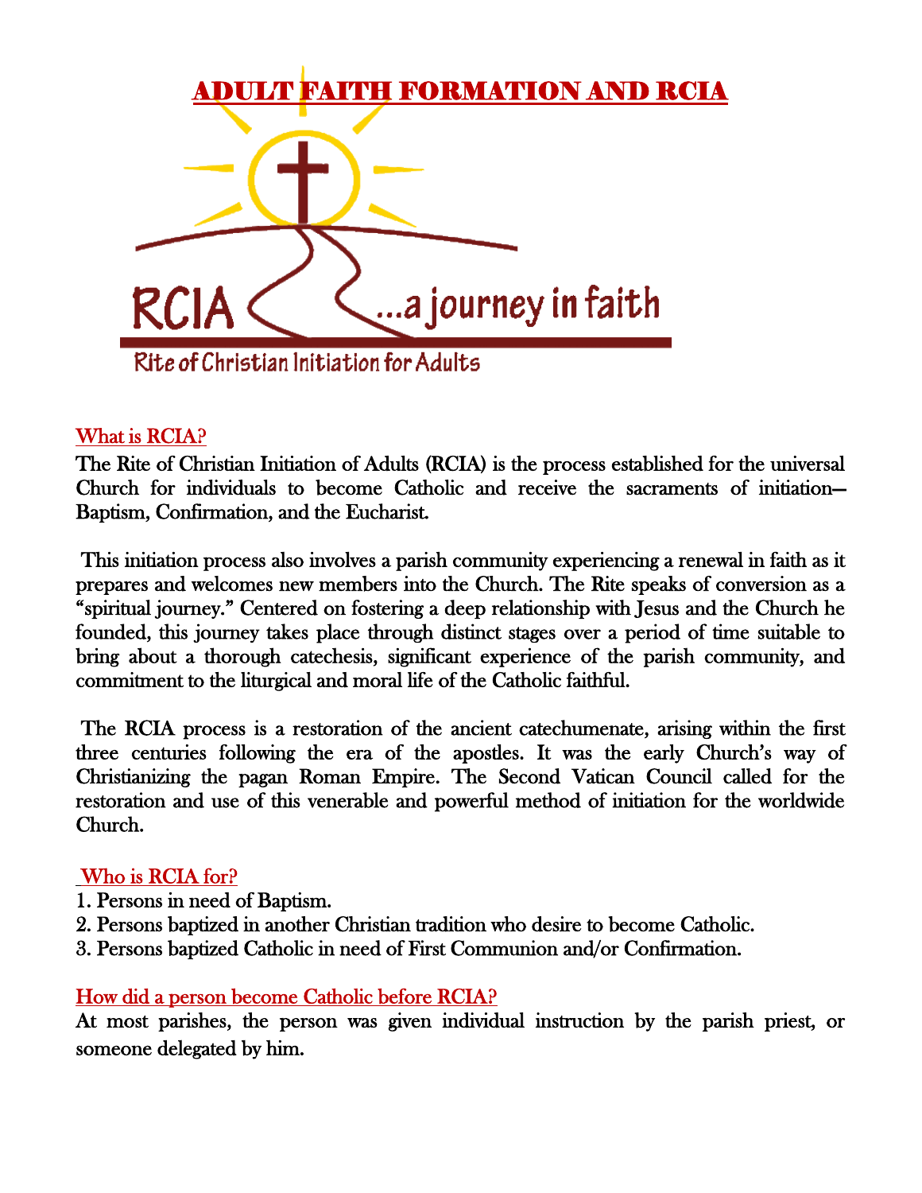# ADULT FAITH FORMATION AND RCIA

RCIA ...a journey in faith

Rite of Christian Initiation for Adults

## What is RCIA?

The Rite of Christian Initiation of Adults (RCIA) is the process established for the universal Church for individuals to become Catholic and receive the sacraments of initiation—Baptism, Confirmation, and the Eucharist.

This initiation process also involves a parish community experiencing a renewal in faith as it prepares and welcomes new members into the Church. The Rite speaks of conversion as a "spiritual journey." Centered on fostering a deep relationship with Jesus and the Church he founded, this journey takes place through distinct stages over a period of time suitable to bring about a thorough catechesis, significant experience of the parish community, and commitment to the liturgical and moral life of the Catholic faithful.

The RCIA process is a restoration of the ancient catechumenate, arising within the first three centuries following the era of the apostles. It was the early Church's way of Christianizing the pagan Roman Empire. The Second Vatican Council called for the restoration and use of this venerable and powerful method of initiation for the worldwide Church.

## Who is RCIA for?

1. Persons in need of Baptism.
2. Persons baptized in another Christian tradition who desire to become Catholic.
3. Persons baptized Catholic in need of First Communion and/or Confirmation.

## How did a person become Catholic before RCIA?

At most parishes, the person was given individual instruction by the parish priest, or someone delegated by him.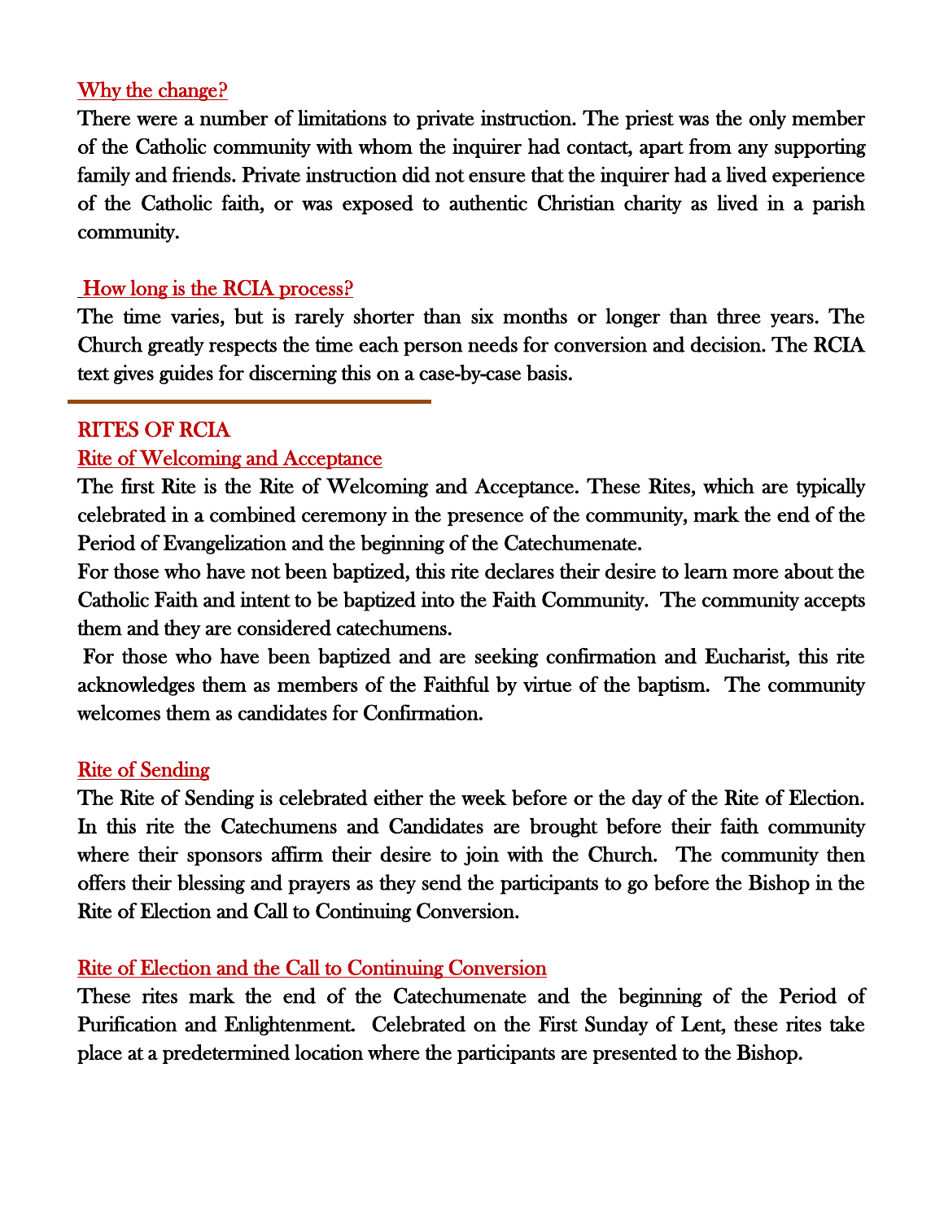## Why the change?

There were a number of limitations to private instruction. The priest was the only member of the Catholic community with whom the inquirer had contact, apart from any supporting family and friends. Private instruction did not ensure that the inquirer had a lived experience of the Catholic faith, or was exposed to authentic Christian charity as lived in a parish community.

## How long is the RCIA process?

The time varies, but is rarely shorter than six months or longer than three years. The Church greatly respects the time each person needs for conversion and decision. The RCIA text gives guides for discerning this on a case-by-case basis.

---

# RITES OF RCIA

## Rite of Welcoming and Acceptance

The first Rite is the Rite of Welcoming and Acceptance. These Rites, which are typically celebrated in a combined ceremony in the presence of the community, mark the end of the Period of Evangelization and the beginning of the Catechumenate.

For those who have not been baptized, this rite declares their desire to learn more about the Catholic Faith and intent to be baptized into the Faith Community. The community accepts them and they are considered catechumens.

For those who have been baptized and are seeking confirmation and Eucharist, this rite acknowledges them as members of the Faithful by virtue of the baptism. The community welcomes them as candidates for Confirmation.

## Rite of Sending

The Rite of Sending is celebrated either the week before or the day of the Rite of Election. In this rite the Catechumens and Candidates are brought before their faith community where their sponsors affirm their desire to join with the Church. The community then offers their blessing and prayers as they send the participants to go before the Bishop in the Rite of Election and Call to Continuing Conversion.

## Rite of Election and the Call to Continuing Conversion

These rites mark the end of the Catechumenate and the beginning of the Period of Purification and Enlightenment. Celebrated on the First Sunday of Lent, these rites take place at a predetermined location where the participants are presented to the Bishop.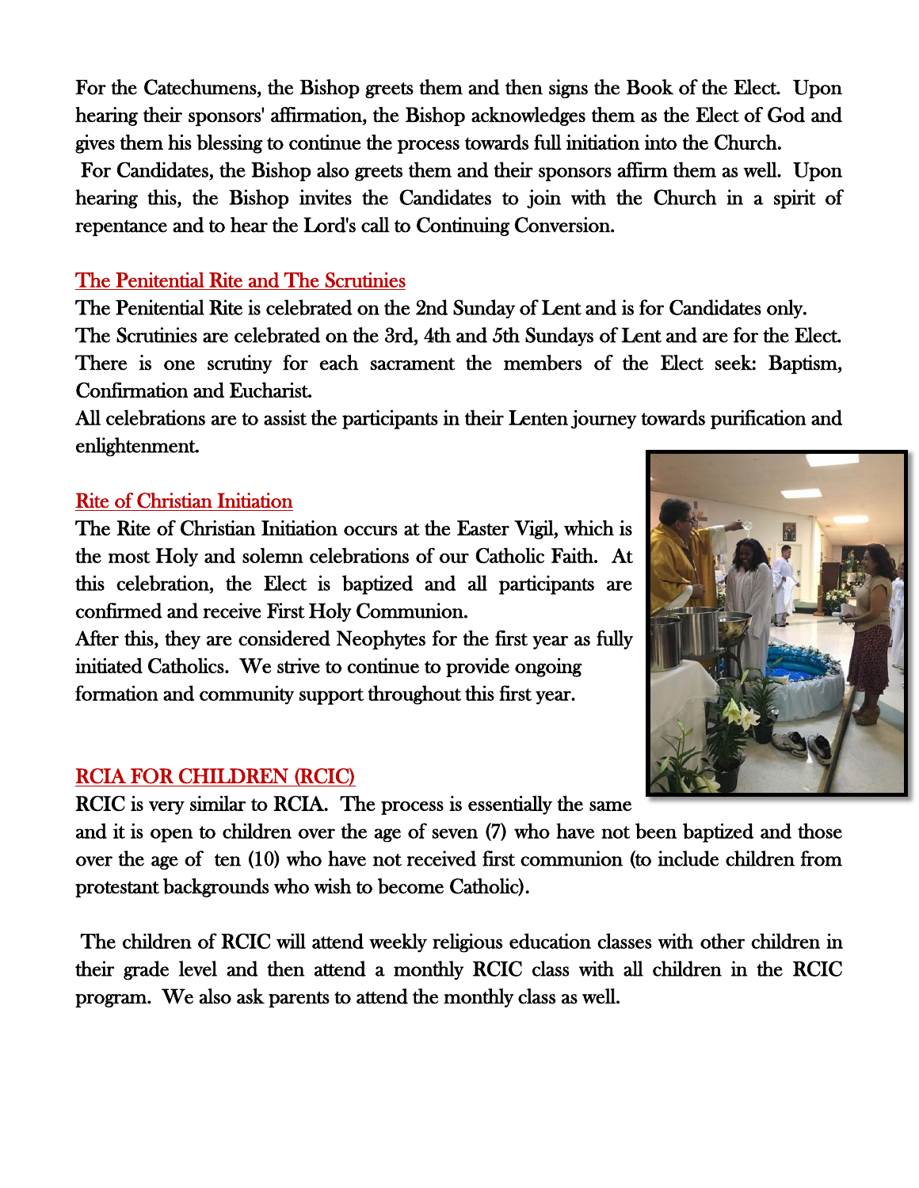For the Catechumens, the Bishop greets them and then signs the Book of the Elect. Upon hearing their sponsors' affirmation, the Bishop acknowledges them as the Elect of God and gives them his blessing to continue the process towards full initiation into the Church.

For Candidates, the Bishop also greets them and their sponsors affirm them as well. Upon hearing this, the Bishop invites the Candidates to join with the Church in a spirit of repentance and to hear the Lord's call to Continuing Conversion.

## The Penitential Rite and The Scrutinies

The Penitential Rite is celebrated on the 2nd Sunday of Lent and is for Candidates only.
The Scrutinies are celebrated on the 3rd, 4th and 5th Sundays of Lent and are for the Elect. There is one scrutiny for each sacrament the members of the Elect seek: Baptism, Confirmation and Eucharist.
All celebrations are to assist the participants in their Lenten journey towards purification and enlightenment.

## Rite of Christian Initiation

The Rite of Christian Initiation occurs at the Easter Vigil, which is the most Holy and solemn celebrations of our Catholic Faith. At this celebration, the Elect is baptized and all participants are confirmed and receive First Holy Communion.
After this, they are considered Neophytes for the first year as fully initiated Catholics. We strive to continue to provide ongoing formation and community support throughout this first year.

## RCIA FOR CHILDREN (RCIC)

RCIC is very similar to RCIA. The process is essentially the same and it is open to children over the age of seven (7) who have not been baptized and those over the age of ten (10) who have not received first communion (to include children from protestant backgrounds who wish to become Catholic).

The children of RCIC will attend weekly religious education classes with other children in their grade level and then attend a monthly RCIC class with all children in the RCIC program. We also ask parents to attend the monthly class as well.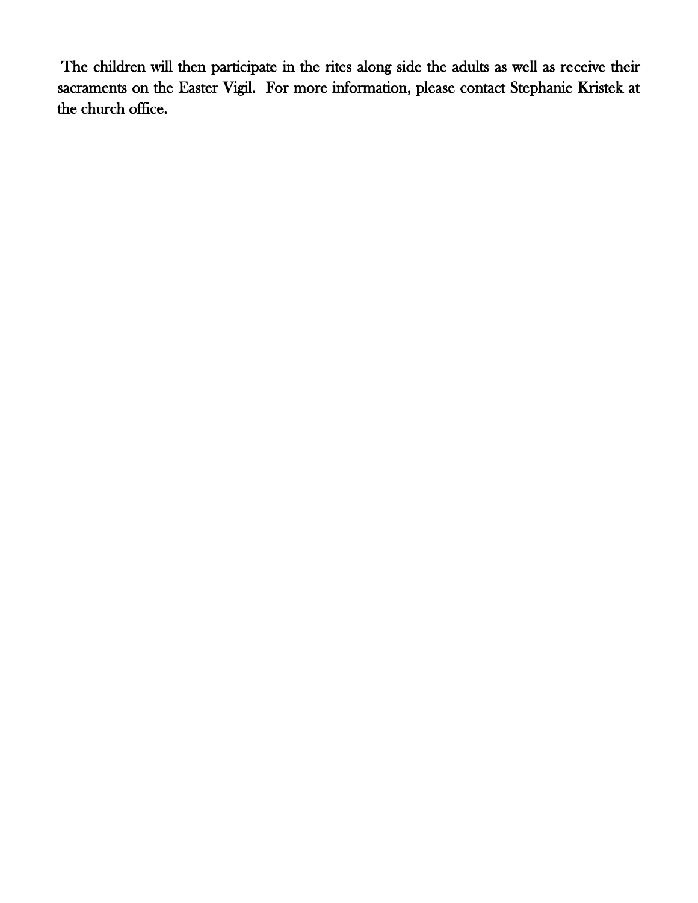The children will then participate in the rites along side the adults as well as receive their sacraments on the Easter Vigil. For more information, please contact Stephanie Kristek at the church office.